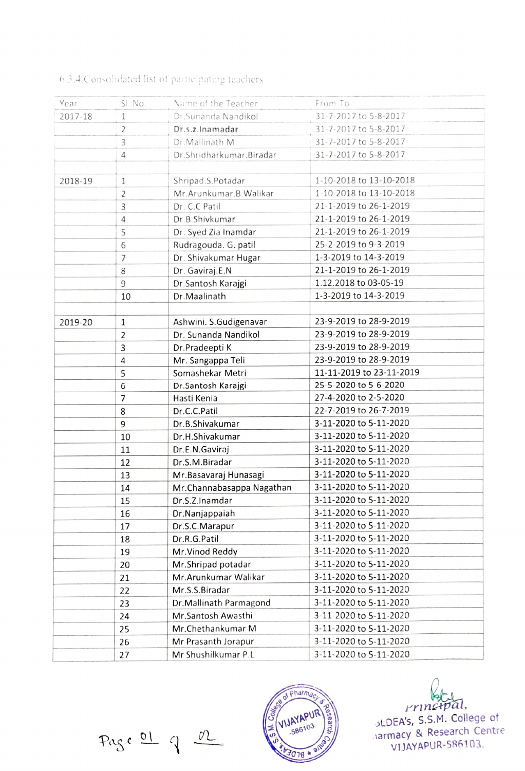6.3.4 Consolidated list of participating teachers

| Year | Sl. No. | Name of the Teacher | From-To |
|---|---|---|---|
| 2017-18 | 1 | Dr,Sunanda Nandikol | 31-7-2017 to 5-8-2017 |
| | 2 | Dr.s.z.Inamadar | 31-7-2017 to 5-8-2017 |
| | 3 | Dr.Mallinath M | 31-7-2017 to 5-8-2017 |
| | 4 | Dr.Shridharkumar.Biradar | 31-7-2017 to 5-8-2017 |
| | | | |
| 2018-19 | 1 | Shripad.S.Potadar | 1-10-2018 to 13-10-2018 |
| | 2 | Mr.Arunkumar.B.Walikar | 1-10-2018 to 13-10-2018 |
| | 3 | Dr. C.C Patil | 21-1-2019 to 26-1-2019 |
| | 4 | Dr.B.Shivkumar | 21-1-2019 to 26-1-2019 |
| | 5 | Dr. Syed Zia Inamdar | 21-1-2019 to 26-1-2019 |
| | 6 | Rudragouda. G. patil | 25-2-2019 to 9-3-2019 |
| | 7 | Dr. Shivakumar Hugar | 1-3-2019 to 14-3-2019 |
| | 8 | Dr. Gaviraj.E.N | 21-1-2019 to 26-1-2019 |
| | 9 | Dr.Santosh Karajgi | 1.12.2018 to 03-05-19 |
| | 10 | Dr.Maalinath | 1-3-2019 to 14-3-2019 |
| | | | |
| 2019-20 | 1 | Ashwini. S.Gudigenavar | 23-9-2019 to 28-9-2019 |
| | 2 | Dr. Sunanda Nandikol | 23-9-2019 to 28-9-2019 |
| | 3 | Dr.Pradeepti K | 23-9-2019 to 28-9-2019 |
| | 4 | Mr. Sangappa Teli | 23-9-2019 to 28-9-2019 |
| | 5 | Somashekar Metri | 11-11-2019 to 23-11-2019 |
| | 6 | Dr.Santosh Karajgi | 25 5 2020 to 5 6 2020 |
| | 7 | Hasti Kenia | 27-4-2020 to 2-5-2020 |
| | 8 | Dr.C.C.Patil | 22-7-2019 to 26-7-2019 |
| | 9 | Dr.B.Shivakumar | 3-11-2020 to 5-11-2020 |
| | 10 | Dr.H.Shivakumar | 3-11-2020 to 5-11-2020 |
| | 11 | Dr.E.N.Gaviraj | 3-11-2020 to 5-11-2020 |
| | 12 | Dr.S.M.Biradar | 3-11-2020 to 5-11-2020 |
| | 13 | Mr.Basavaraj Hunasagi | 3-11-2020 to 5-11-2020 |
| | 14 | Mr.Channabasappa Nagathan | 3-11-2020 to 5-11-2020 |
| | 15 | Dr.S.Z.Inamdar | 3-11-2020 to 5-11-2020 |
| | 16 | Dr.Nanjappaiah | 3-11-2020 to 5-11-2020 |
| | 17 | Dr.S.C.Marapur | 3-11-2020 to 5-11-2020 |
| | 18 | Dr.R.G.Patil | 3-11-2020 to 5-11-2020 |
| | 19 | Mr.Vinod Reddy | 3-11-2020 to 5-11-2020 |
| | 20 | Mr.Shripad potadar | 3-11-2020 to 5-11-2020 |
| | 21 | Mr.Arunkumar Walikar | 3-11-2020 to 5-11-2020 |
| | 22 | Mr.S.S.Biradar | 3-11-2020 to 5-11-2020 |
| | 23 | Dr.Mallinath Parmagond | 3-11-2020 to 5-11-2020 |
| | 24 | Mr.Santosh Awasthi | 3-11-2020 to 5-11-2020 |
| | 25 | Mr.Chethankumar M | 3-11-2020 to 5-11-2020 |
| | 26 | Mr Prasanth Jorapur | 3-11-2020 to 5-11-2020 |
| | 27 | Mr Shushilkumar P.L | 3-11-2020 to 5-11-2020 |

Principal,
BLDEA's, S.S.M. College of Pharmacy & Research Centre
VIJAYAPUR-586103.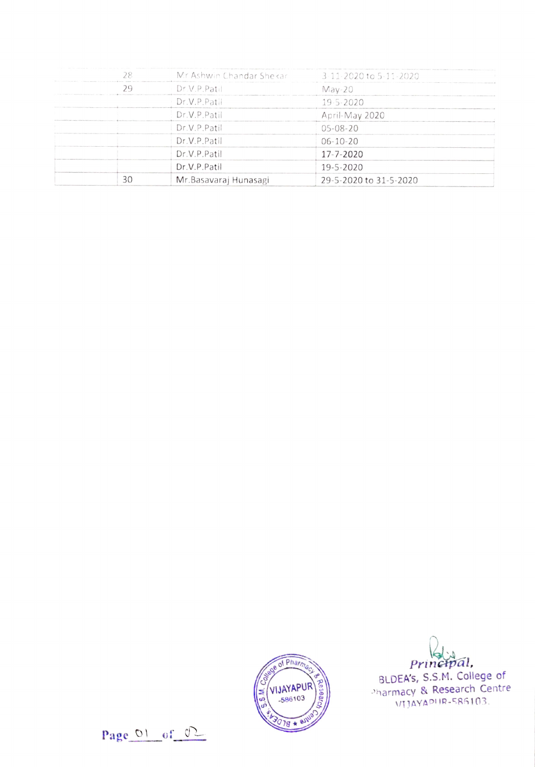| | | |
|---|---|---|
| 28 | Mr Ashwin Chandar Shekar | 3-11-2020 to 5-11-2020 |
| 29 | Dr V.P.Patil | May-20 |
| | Dr.V.P.Patil | 19-5-2020 |
| | Dr.V.P.Patil | April-May 2020 |
| | Dr.V.P.Patil | 05-08-20 |
| | Dr.V.P.Patil | 06-10-20 |
| | Dr.V.P.Patil | 17-7-2020 |
| | Dr.V.P.Patil | 19-5-2020 |
| 30 | Mr.Basavaraj Hunasagi | 29-5-2020 to 31-5-2020 |

S.S.M. College of Pharmacy & Research Centre, BLDEA's, VIJAYAPUR -586103

*Principal,*
BLDEA's, S.S.M. College of Pharmacy & Research Centre
VIJAYAPUR-586103.